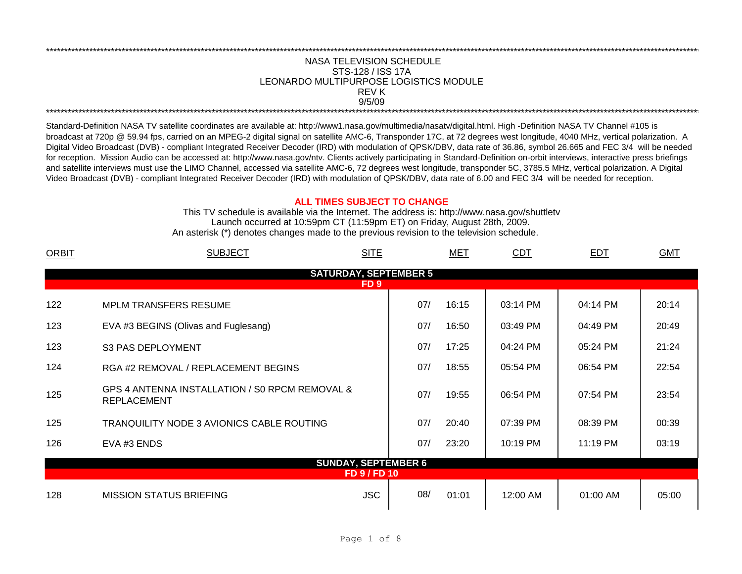NASA TELEVISION SCHEDULE
STS-128 / ISS 17A
LEONARDO MULTIPURPOSE LOGISTICS MODULE
REV K
9/5/09

Standard-Definition NASA TV satellite coordinates are available at: http://www1.nasa.gov/multimedia/nasatv/digital.html. High -Definition NASA TV Channel #105 is broadcast at 720p @ 59.94 fps, carried on an MPEG-2 digital signal on satellite AMC-6, Transponder 17C, at 72 degrees west longitude, 4040 MHz, vertical polarization. A Digital Video Broadcast (DVB) - compliant Integrated Receiver Decoder (IRD) with modulation of QPSK/DBV, data rate of 36.86, symbol 26.665 and FEC 3/4 will be needed for reception. Mission Audio can be accessed at: http://www.nasa.gov/ntv. Clients actively participating in Standard-Definition on-orbit interviews, interactive press briefings and satellite interviews must use the LIMO Channel, accessed via satellite AMC-6, 72 degrees west longitude, transponder 5C, 3785.5 MHz, vertical polarization. A Digital Video Broadcast (DVB) - compliant Integrated Receiver Decoder (IRD) with modulation of QPSK/DBV, data rate of 6.00 and FEC 3/4 will be needed for reception.

**ALL TIMES SUBJECT TO CHANGE**

This TV schedule is available via the Internet. The address is: http://www.nasa.gov/shuttletv
Launch occurred at 10:59pm CT (11:59pm ET) on Friday, August 28th, 2009.
An asterisk (*) denotes changes made to the previous revision to the television schedule.

| ORBIT | SUBJECT | SITE | MET | | CDT | EDT | GMT |
|---|---|---|---|---|---|---|---|
| | **SATURDAY, SEPTEMBER 5** | | | | | | |
| | **FD 9** | | | | | | |
| 122 | MPLM TRANSFERS RESUME | | 07/ | 16:15 | 03:14 PM | 04:14 PM | 20:14 |
| 123 | EVA #3 BEGINS (Olivas and Fuglesang) | | 07/ | 16:50 | 03:49 PM | 04:49 PM | 20:49 |
| 123 | S3 PAS DEPLOYMENT | | 07/ | 17:25 | 04:24 PM | 05:24 PM | 21:24 |
| 124 | RGA #2 REMOVAL / REPLACEMENT BEGINS | | 07/ | 18:55 | 05:54 PM | 06:54 PM | 22:54 |
| 125 | GPS 4 ANTENNA INSTALLATION / S0 RPCM REMOVAL & REPLACEMENT | | 07/ | 19:55 | 06:54 PM | 07:54 PM | 23:54 |
| 125 | TRANQUILITY NODE 3 AVIONICS CABLE ROUTING | | 07/ | 20:40 | 07:39 PM | 08:39 PM | 00:39 |
| 126 | EVA #3 ENDS | | 07/ | 23:20 | 10:19 PM | 11:19 PM | 03:19 |
| | **SUNDAY, SEPTEMBER 6** | | | | | | |
| | **FD 9 / FD 10** | | | | | | |
| 128 | MISSION STATUS BRIEFING | JSC | 08/ | 01:01 | 12:00 AM | 01:00 AM | 05:00 |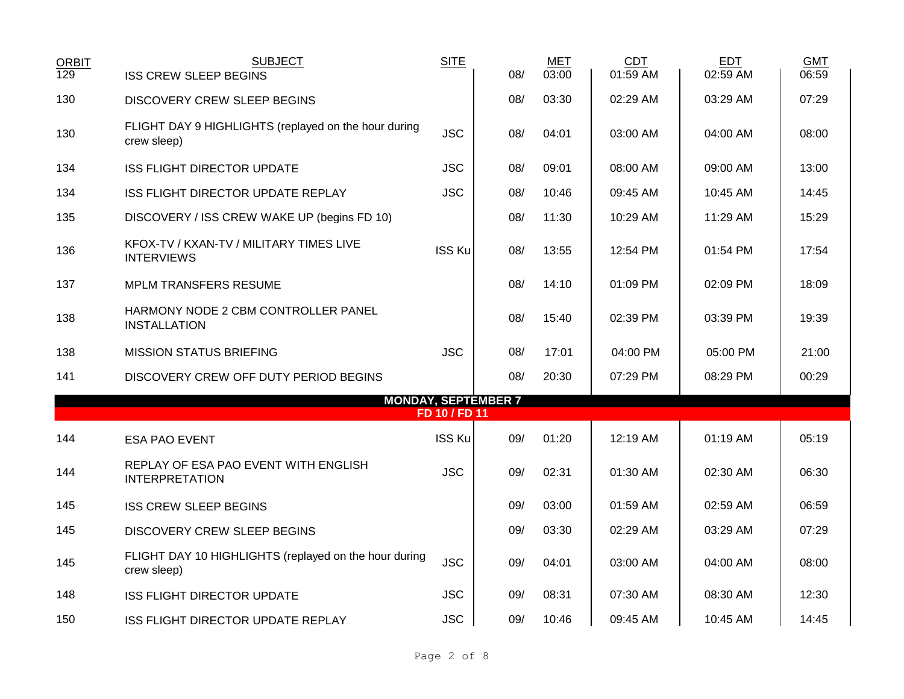| ORBIT | SUBJECT | SITE | | MET | CDT | EDT | GMT |
|---|---|---|---|---|---|---|---|
| 129 | ISS CREW SLEEP BEGINS | | 08/ | 03:00 | 01:59 AM | 02:59 AM | 06:59 |
| 130 | DISCOVERY CREW SLEEP BEGINS | | 08/ | 03:30 | 02:29 AM | 03:29 AM | 07:29 |
| 130 | FLIGHT DAY 9 HIGHLIGHTS (replayed on the hour during crew sleep) | JSC | 08/ | 04:01 | 03:00 AM | 04:00 AM | 08:00 |
| 134 | ISS FLIGHT DIRECTOR UPDATE | JSC | 08/ | 09:01 | 08:00 AM | 09:00 AM | 13:00 |
| 134 | ISS FLIGHT DIRECTOR UPDATE REPLAY | JSC | 08/ | 10:46 | 09:45 AM | 10:45 AM | 14:45 |
| 135 | DISCOVERY / ISS CREW WAKE UP (begins FD 10) | | 08/ | 11:30 | 10:29 AM | 11:29 AM | 15:29 |
| 136 | KFOX-TV / KXAN-TV / MILITARY TIMES LIVE INTERVIEWS | ISS Ku | 08/ | 13:55 | 12:54 PM | 01:54 PM | 17:54 |
| 137 | MPLM TRANSFERS RESUME | | 08/ | 14:10 | 01:09 PM | 02:09 PM | 18:09 |
| 138 | HARMONY NODE 2 CBM CONTROLLER PANEL INSTALLATION | | 08/ | 15:40 | 02:39 PM | 03:39 PM | 19:39 |
| 138 | MISSION STATUS BRIEFING | JSC | 08/ | 17:01 | 04:00 PM | 05:00 PM | 21:00 |
| 141 | DISCOVERY CREW OFF DUTY PERIOD BEGINS | | 08/ | 20:30 | 07:29 PM | 08:29 PM | 00:29 |
| | **MONDAY, SEPTEMBER 7** | | | | | | |
| | **FD 10 / FD 11** | | | | | | |
| 144 | ESA PAO EVENT | ISS Ku | 09/ | 01:20 | 12:19 AM | 01:19 AM | 05:19 |
| 144 | REPLAY OF ESA PAO EVENT WITH ENGLISH INTERPRETATION | JSC | 09/ | 02:31 | 01:30 AM | 02:30 AM | 06:30 |
| 145 | ISS CREW SLEEP BEGINS | | 09/ | 03:00 | 01:59 AM | 02:59 AM | 06:59 |
| 145 | DISCOVERY CREW SLEEP BEGINS | | 09/ | 03:30 | 02:29 AM | 03:29 AM | 07:29 |
| 145 | FLIGHT DAY 10 HIGHLIGHTS (replayed on the hour during crew sleep) | JSC | 09/ | 04:01 | 03:00 AM | 04:00 AM | 08:00 |
| 148 | ISS FLIGHT DIRECTOR UPDATE | JSC | 09/ | 08:31 | 07:30 AM | 08:30 AM | 12:30 |
| 150 | ISS FLIGHT DIRECTOR UPDATE REPLAY | JSC | 09/ | 10:46 | 09:45 AM | 10:45 AM | 14:45 |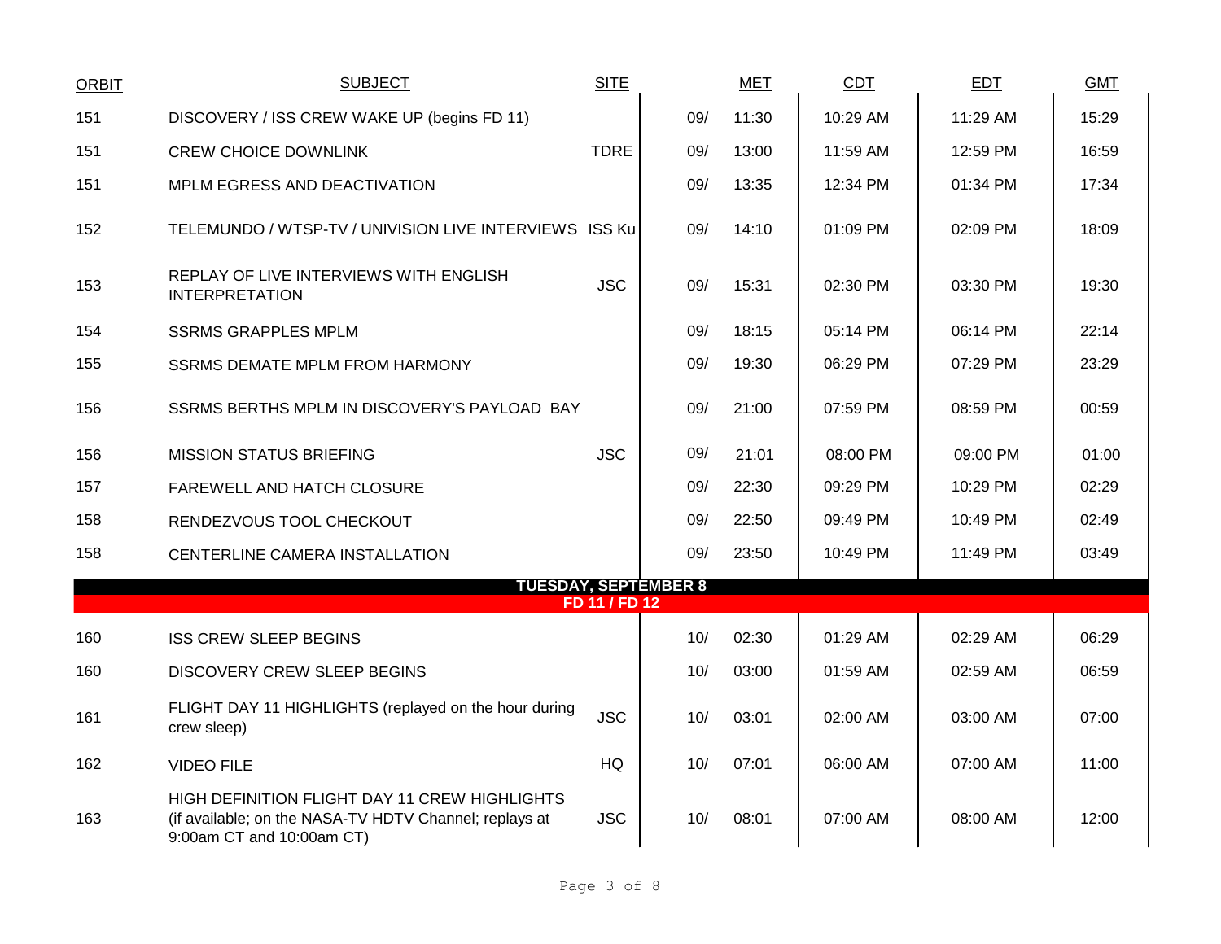| ORBIT | SUBJECT | SITE | MET | | CDT | EDT | GMT |
|---|---|---|---|---|---|---|---|
| 151 | DISCOVERY / ISS CREW WAKE UP (begins FD 11) | | 09/ | 11:30 | 10:29 AM | 11:29 AM | 15:29 |
| 151 | CREW CHOICE DOWNLINK | TDRE | 09/ | 13:00 | 11:59 AM | 12:59 PM | 16:59 |
| 151 | MPLM EGRESS AND DEACTIVATION | | 09/ | 13:35 | 12:34 PM | 01:34 PM | 17:34 |
| 152 | TELEMUNDO / WTSP-TV / UNIVISION LIVE INTERVIEWS | ISS Ku | 09/ | 14:10 | 01:09 PM | 02:09 PM | 18:09 |
| 153 | REPLAY OF LIVE INTERVIEWS WITH ENGLISH INTERPRETATION | JSC | 09/ | 15:31 | 02:30 PM | 03:30 PM | 19:30 |
| 154 | SSRMS GRAPPLES MPLM | | 09/ | 18:15 | 05:14 PM | 06:14 PM | 22:14 |
| 155 | SSRMS DEMATE MPLM FROM HARMONY | | 09/ | 19:30 | 06:29 PM | 07:29 PM | 23:29 |
| 156 | SSRMS BERTHS MPLM IN DISCOVERY'S PAYLOAD BAY | | 09/ | 21:00 | 07:59 PM | 08:59 PM | 00:59 |
| 156 | MISSION STATUS BRIEFING | JSC | 09/ | 21:01 | 08:00 PM | 09:00 PM | 01:00 |
| 157 | FAREWELL AND HATCH CLOSURE | | 09/ | 22:30 | 09:29 PM | 10:29 PM | 02:29 |
| 158 | RENDEZVOUS TOOL CHECKOUT | | 09/ | 22:50 | 09:49 PM | 10:49 PM | 02:49 |
| 158 | CENTERLINE CAMERA INSTALLATION | | 09/ | 23:50 | 10:49 PM | 11:49 PM | 03:49 |
| | **TUESDAY, SEPTEMBER 8** | | | | | | |
| | **FD 11 / FD 12** | | | | | | |
| 160 | ISS CREW SLEEP BEGINS | | 10/ | 02:30 | 01:29 AM | 02:29 AM | 06:29 |
| 160 | DISCOVERY CREW SLEEP BEGINS | | 10/ | 03:00 | 01:59 AM | 02:59 AM | 06:59 |
| 161 | FLIGHT DAY 11 HIGHLIGHTS (replayed on the hour during crew sleep) | JSC | 10/ | 03:01 | 02:00 AM | 03:00 AM | 07:00 |
| 162 | VIDEO FILE | HQ | 10/ | 07:01 | 06:00 AM | 07:00 AM | 11:00 |
| 163 | HIGH DEFINITION FLIGHT DAY 11 CREW HIGHLIGHTS (if available; on the NASA-TV HDTV Channel; replays at 9:00am CT and 10:00am CT) | JSC | 10/ | 08:01 | 07:00 AM | 08:00 AM | 12:00 |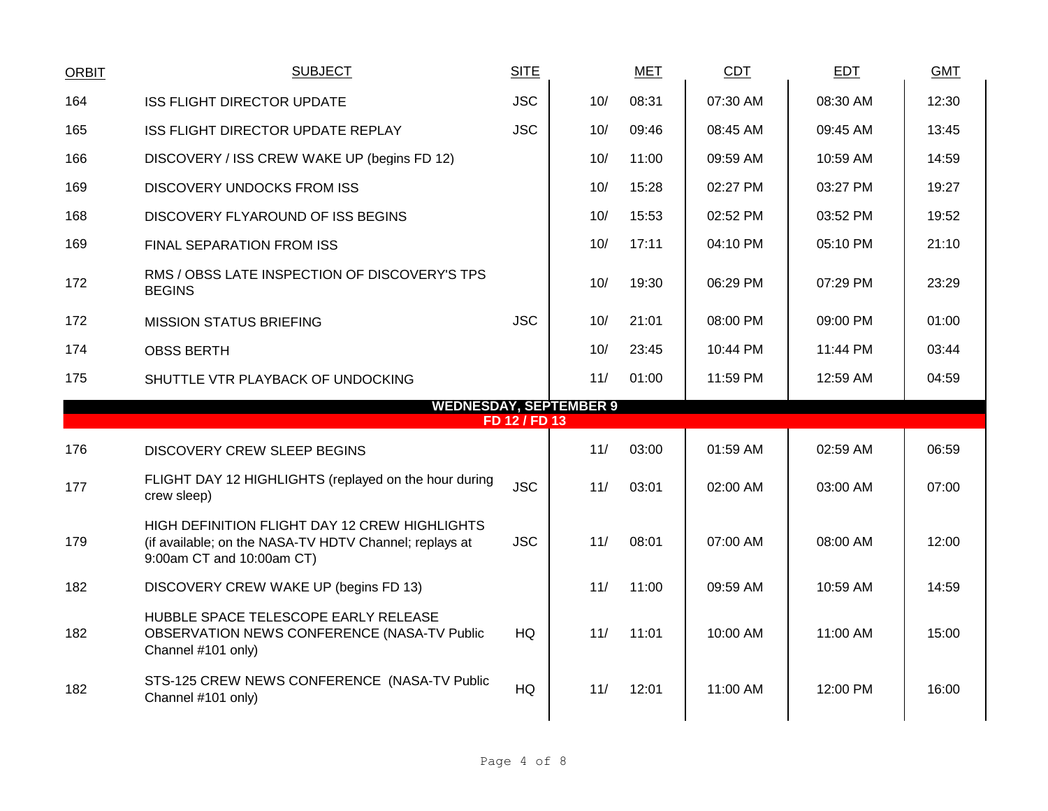| ORBIT | SUBJECT | SITE | MET | | CDT | EDT | GMT |
|---|---|---|---|---|---|---|---|
| 164 | ISS FLIGHT DIRECTOR UPDATE | JSC | 10/ | 08:31 | 07:30 AM | 08:30 AM | 12:30 |
| 165 | ISS FLIGHT DIRECTOR UPDATE REPLAY | JSC | 10/ | 09:46 | 08:45 AM | 09:45 AM | 13:45 |
| 166 | DISCOVERY / ISS CREW WAKE UP (begins FD 12) | | 10/ | 11:00 | 09:59 AM | 10:59 AM | 14:59 |
| 169 | DISCOVERY UNDOCKS FROM ISS | | 10/ | 15:28 | 02:27 PM | 03:27 PM | 19:27 |
| 168 | DISCOVERY FLYAROUND OF ISS BEGINS | | 10/ | 15:53 | 02:52 PM | 03:52 PM | 19:52 |
| 169 | FINAL SEPARATION FROM ISS | | 10/ | 17:11 | 04:10 PM | 05:10 PM | 21:10 |
| 172 | RMS / OBSS LATE INSPECTION OF DISCOVERY'S TPS BEGINS | | 10/ | 19:30 | 06:29 PM | 07:29 PM | 23:29 |
| 172 | MISSION STATUS BRIEFING | JSC | 10/ | 21:01 | 08:00 PM | 09:00 PM | 01:00 |
| 174 | OBSS BERTH | | 10/ | 23:45 | 10:44 PM | 11:44 PM | 03:44 |
| 175 | SHUTTLE VTR PLAYBACK OF UNDOCKING | | 11/ | 01:00 | 11:59 PM | 12:59 AM | 04:59 |
| | **WEDNESDAY, SEPTEMBER 9** | | | | | | |
| | **FD 12 / FD 13** | | | | | | |
| 176 | DISCOVERY CREW SLEEP BEGINS | | 11/ | 03:00 | 01:59 AM | 02:59 AM | 06:59 |
| 177 | FLIGHT DAY 12 HIGHLIGHTS (replayed on the hour during crew sleep) | JSC | 11/ | 03:01 | 02:00 AM | 03:00 AM | 07:00 |
| 179 | HIGH DEFINITION FLIGHT DAY 12 CREW HIGHLIGHTS (if available; on the NASA-TV HDTV Channel; replays at 9:00am CT and 10:00am CT) | JSC | 11/ | 08:01 | 07:00 AM | 08:00 AM | 12:00 |
| 182 | DISCOVERY CREW WAKE UP (begins FD 13) | | 11/ | 11:00 | 09:59 AM | 10:59 AM | 14:59 |
| 182 | HUBBLE SPACE TELESCOPE EARLY RELEASE OBSERVATION NEWS CONFERENCE (NASA-TV Public Channel #101 only) | HQ | 11/ | 11:01 | 10:00 AM | 11:00 AM | 15:00 |
| 182 | STS-125 CREW NEWS CONFERENCE (NASA-TV Public Channel #101 only) | HQ | 11/ | 12:01 | 11:00 AM | 12:00 PM | 16:00 |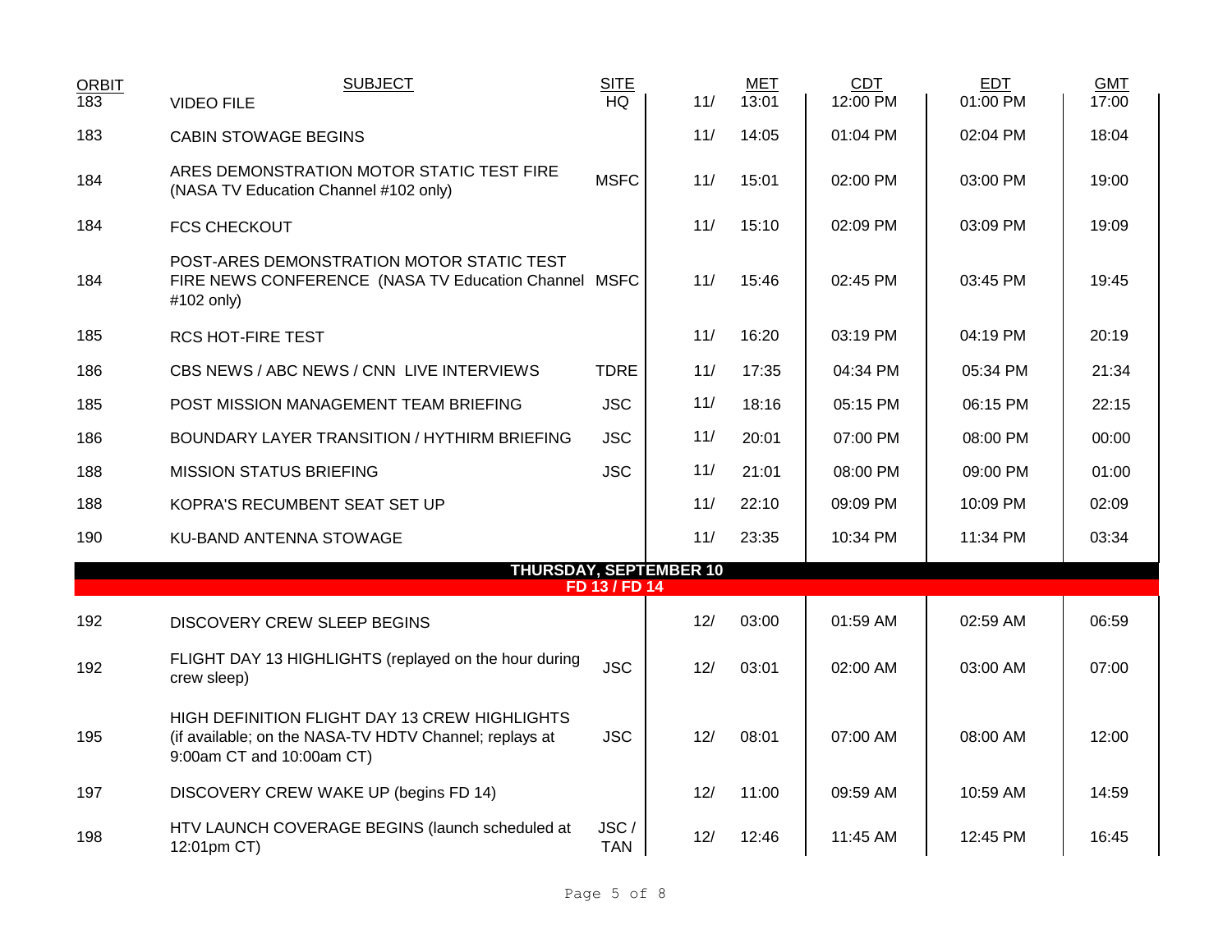| ORBIT | SUBJECT | SITE | | MET | CDT | EDT | GMT |
|---|---|---|---|---|---|---|---|
| 183 | VIDEO FILE | HQ | 11/ | 13:01 | 12:00 PM | 01:00 PM | 17:00 |
| 183 | CABIN STOWAGE BEGINS | | 11/ | 14:05 | 01:04 PM | 02:04 PM | 18:04 |
| 184 | ARES DEMONSTRATION MOTOR STATIC TEST FIRE (NASA TV Education Channel #102 only) | MSFC | 11/ | 15:01 | 02:00 PM | 03:00 PM | 19:00 |
| 184 | FCS CHECKOUT | | 11/ | 15:10 | 02:09 PM | 03:09 PM | 19:09 |
| 184 | POST-ARES DEMONSTRATION MOTOR STATIC TEST FIRE NEWS CONFERENCE (NASA TV Education Channel #102 only) | MSFC | 11/ | 15:46 | 02:45 PM | 03:45 PM | 19:45 |
| 185 | RCS HOT-FIRE TEST | | 11/ | 16:20 | 03:19 PM | 04:19 PM | 20:19 |
| 186 | CBS NEWS / ABC NEWS / CNN LIVE INTERVIEWS | TDRE | 11/ | 17:35 | 04:34 PM | 05:34 PM | 21:34 |
| 185 | POST MISSION MANAGEMENT TEAM BRIEFING | JSC | 11/ | 18:16 | 05:15 PM | 06:15 PM | 22:15 |
| 186 | BOUNDARY LAYER TRANSITION / HYTHIRM BRIEFING | JSC | 11/ | 20:01 | 07:00 PM | 08:00 PM | 00:00 |
| 188 | MISSION STATUS BRIEFING | JSC | 11/ | 21:01 | 08:00 PM | 09:00 PM | 01:00 |
| 188 | KOPRA'S RECUMBENT SEAT SET UP | | 11/ | 22:10 | 09:09 PM | 10:09 PM | 02:09 |
| 190 | KU-BAND ANTENNA STOWAGE | | 11/ | 23:35 | 10:34 PM | 11:34 PM | 03:34 |
| | **THURSDAY, SEPTEMBER 10** | | | | | | |
| | **FD 13 / FD 14** | | | | | | |
| 192 | DISCOVERY CREW SLEEP BEGINS | | 12/ | 03:00 | 01:59 AM | 02:59 AM | 06:59 |
| 192 | FLIGHT DAY 13 HIGHLIGHTS (replayed on the hour during crew sleep) | JSC | 12/ | 03:01 | 02:00 AM | 03:00 AM | 07:00 |
| 195 | HIGH DEFINITION FLIGHT DAY 13 CREW HIGHLIGHTS (if available; on the NASA-TV HDTV Channel; replays at 9:00am CT and 10:00am CT) | JSC | 12/ | 08:01 | 07:00 AM | 08:00 AM | 12:00 |
| 197 | DISCOVERY CREW WAKE UP (begins FD 14) | | 12/ | 11:00 | 09:59 AM | 10:59 AM | 14:59 |
| 198 | HTV LAUNCH COVERAGE BEGINS (launch scheduled at 12:01pm CT) | JSC / TAN | 12/ | 12:46 | 11:45 AM | 12:45 PM | 16:45 |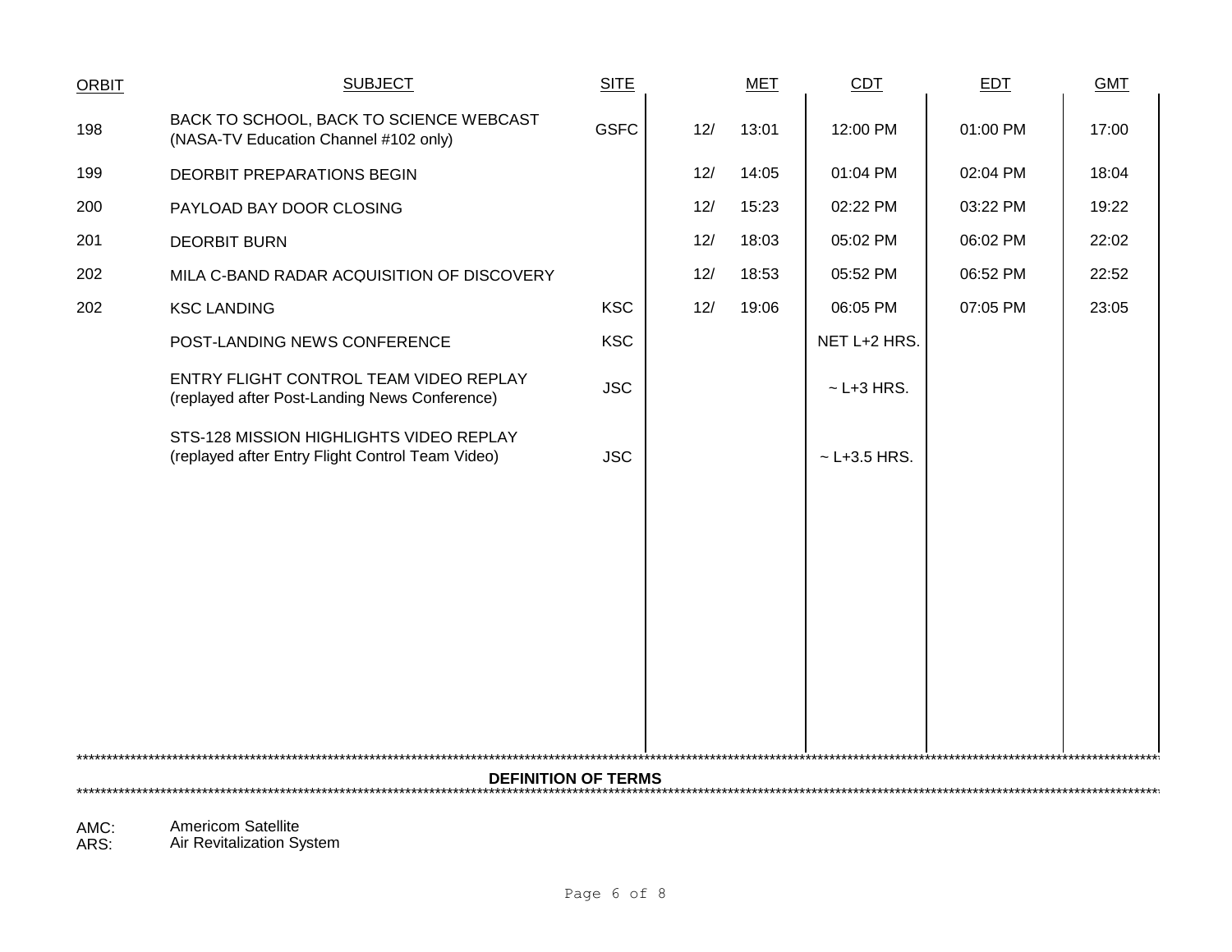| ORBIT | SUBJECT | SITE | MET | | CDT | EDT | GMT |
|---|---|---|---|---|---|---|---|
| 198 | BACK TO SCHOOL, BACK TO SCIENCE WEBCAST (NASA-TV Education Channel #102 only) | GSFC | 12/ | 13:01 | 12:00 PM | 01:00 PM | 17:00 |
| 199 | DEORBIT PREPARATIONS BEGIN | | 12/ | 14:05 | 01:04 PM | 02:04 PM | 18:04 |
| 200 | PAYLOAD BAY DOOR CLOSING | | 12/ | 15:23 | 02:22 PM | 03:22 PM | 19:22 |
| 201 | DEORBIT BURN | | 12/ | 18:03 | 05:02 PM | 06:02 PM | 22:02 |
| 202 | MILA C-BAND RADAR ACQUISITION OF DISCOVERY | | 12/ | 18:53 | 05:52 PM | 06:52 PM | 22:52 |
| 202 | KSC LANDING | KSC | 12/ | 19:06 | 06:05 PM | 07:05 PM | 23:05 |
| | POST-LANDING NEWS CONFERENCE | KSC | | | NET L+2 HRS. | | |
| | ENTRY FLIGHT CONTROL TEAM VIDEO REPLAY (replayed after Post-Landing News Conference) | JSC | | | ~ L+3 HRS. | | |
| | STS-128 MISSION HIGHLIGHTS VIDEO REPLAY (replayed after Entry Flight Control Team Video) | JSC | | | ~ L+3.5 HRS. | | |

**DEFINITION OF TERMS**

AMC: Americom Satellite
ARS: Air Revitalization System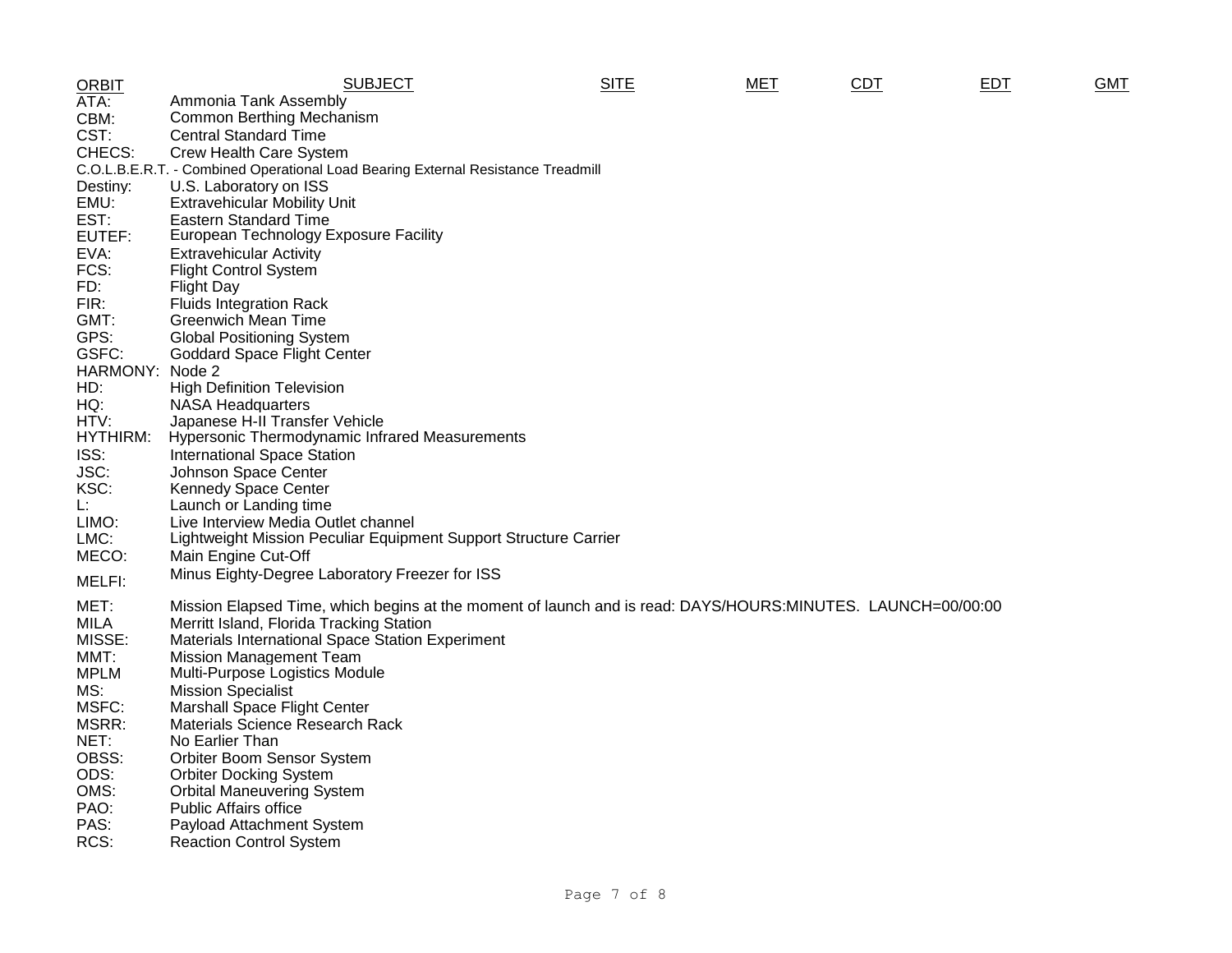| ORBIT | SUBJECT | SITE | MET | CDT | EDT | GMT |
|---|---|---|---|---|---|---|

ATA: Ammonia Tank Assembly
CBM: Common Berthing Mechanism
CST: Central Standard Time
CHECS: Crew Health Care System
C.O.L.B.E.R.T. - Combined Operational Load Bearing External Resistance Treadmill
Destiny: U.S. Laboratory on ISS
EMU: Extravehicular Mobility Unit
EST: Eastern Standard Time
EUTEF: European Technology Exposure Facility
EVA: Extravehicular Activity
FCS: Flight Control System
FD: Flight Day
FIR: Fluids Integration Rack
GMT: Greenwich Mean Time
GPS: Global Positioning System
GSFC: Goddard Space Flight Center
HARMONY: Node 2
HD: High Definition Television
HQ: NASA Headquarters
HTV: Japanese H-II Transfer Vehicle
HYTHIRM: Hypersonic Thermodynamic Infrared Measurements
ISS: International Space Station
JSC: Johnson Space Center
KSC: Kennedy Space Center
L: Launch or Landing time
LIMO: Live Interview Media Outlet channel
LMC: Lightweight Mission Peculiar Equipment Support Structure Carrier
MECO: Main Engine Cut-Off
MELFI: Minus Eighty-Degree Laboratory Freezer for ISS
MET: Mission Elapsed Time, which begins at the moment of launch and is read: DAYS/HOURS:MINUTES. LAUNCH=00/00:00
MILA Merritt Island, Florida Tracking Station
MISSE: Materials International Space Station Experiment
MMT: Mission Management Team
MPLM Multi-Purpose Logistics Module
MS: Mission Specialist
MSFC: Marshall Space Flight Center
MSRR: Materials Science Research Rack
NET: No Earlier Than
OBSS: Orbiter Boom Sensor System
ODS: Orbiter Docking System
OMS: Orbital Maneuvering System
PAO: Public Affairs office
PAS: Payload Attachment System
RCS: Reaction Control System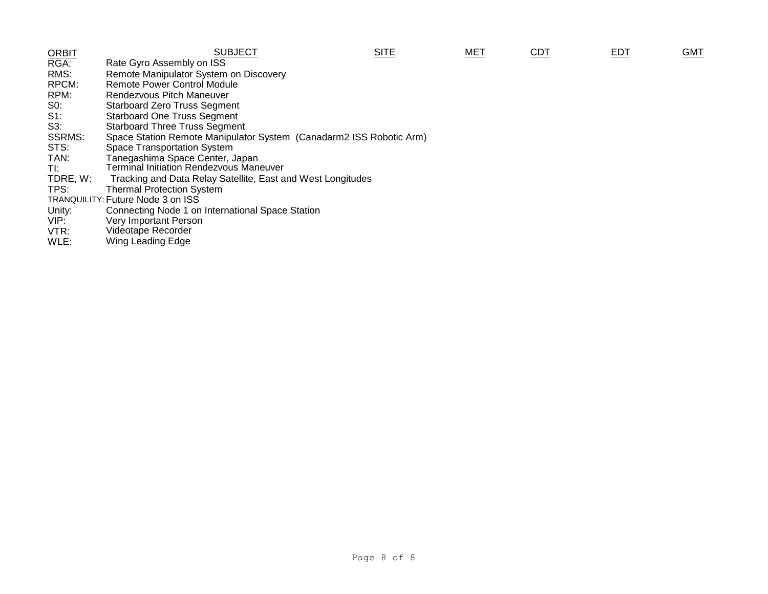| ORBIT | SUBJECT | SITE | MET | CDT | EDT | GMT |
|---|---|---|---|---|---|---|
| RGA: | Rate Gyro Assembly on ISS | | | | | |
| RMS: | Remote Manipulator System on Discovery | | | | | |
| RPCM: | Remote Power Control Module | | | | | |
| RPM: | Rendezvous Pitch Maneuver | | | | | |
| S0: | Starboard Zero Truss Segment | | | | | |
| S1: | Starboard One Truss Segment | | | | | |
| S3: | Starboard Three Truss Segment | | | | | |
| SSRMS: | Space Station Remote Manipulator System (Canadarm2 ISS Robotic Arm) | | | | | |
| STS: | Space Transportation System | | | | | |
| TAN: | Tanegashima Space Center, Japan | | | | | |
| TI: | Terminal Initiation Rendezvous Maneuver | | | | | |
| TDRE, W: | Tracking and Data Relay Satellite, East and West Longitudes | | | | | |
| TPS: | Thermal Protection System | | | | | |
| TRANQUILITY: | Future Node 3 on ISS | | | | | |
| Unity: | Connecting Node 1 on International Space Station | | | | | |
| VIP: | Very Important Person | | | | | |
| VTR: | Videotape Recorder | | | | | |
| WLE: | Wing Leading Edge | | | | | |